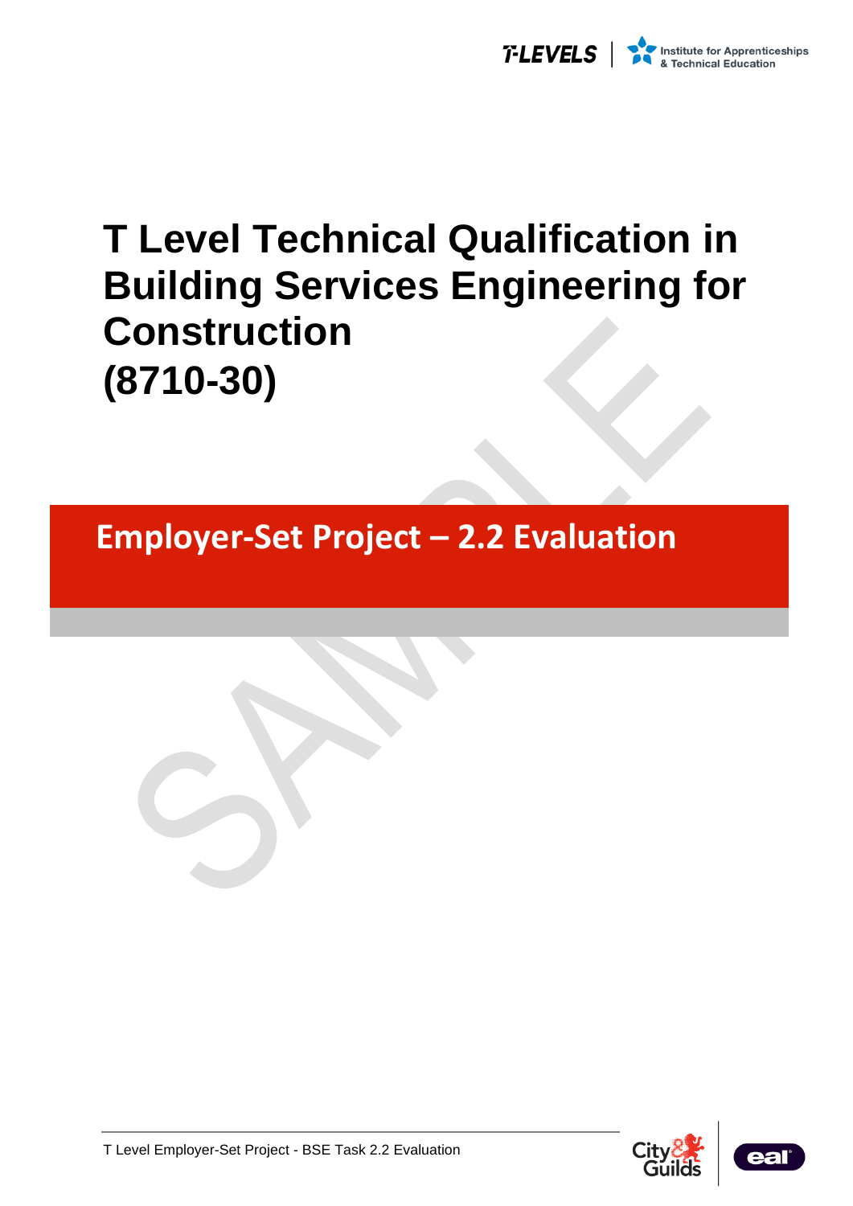# T Level Technical Qualification in Building Services Engineering for Construction (8710-30)

## Employer-Set Project – 2.2 Evaluation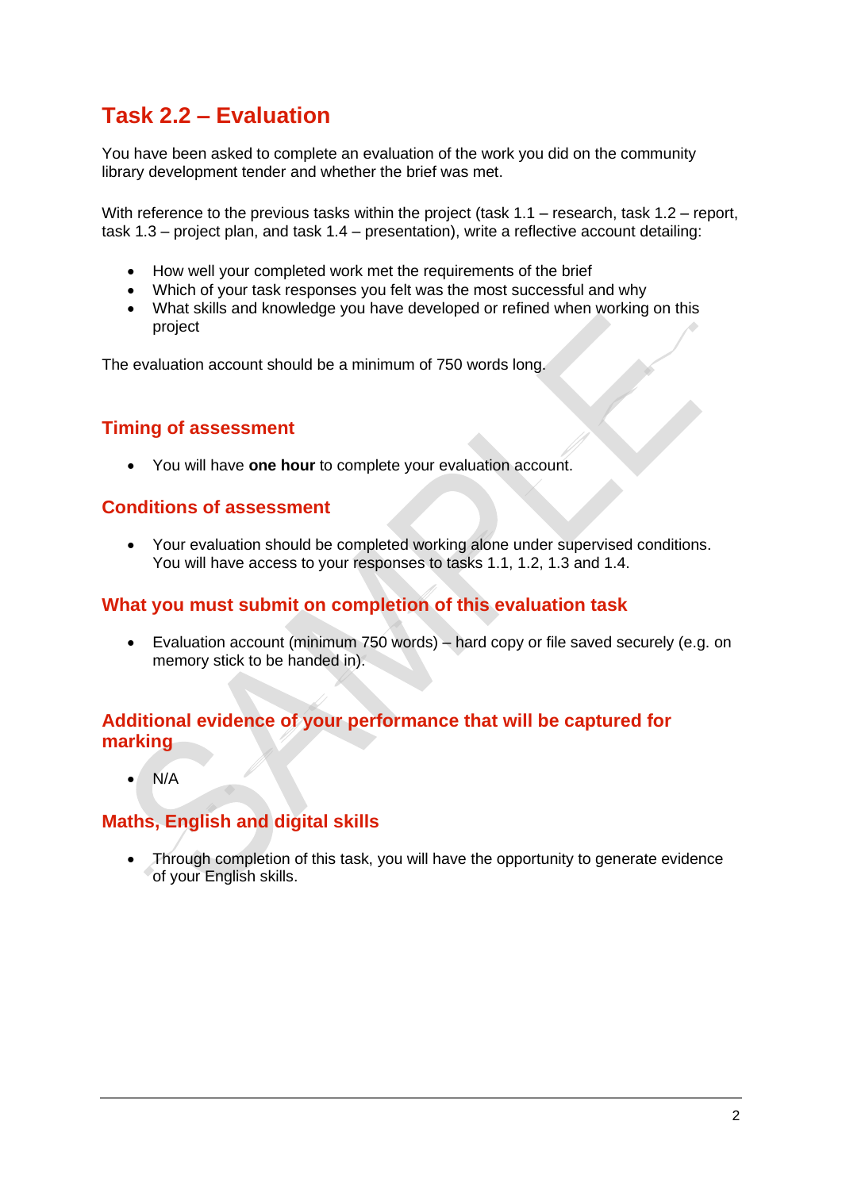# Task 2.2 – Evaluation

You have been asked to complete an evaluation of the work you did on the community library development tender and whether the brief was met.

With reference to the previous tasks within the project (task 1.1 – research, task 1.2 – report, task 1.3 – project plan, and task 1.4 – presentation), write a reflective account detailing:

- How well your completed work met the requirements of the brief
- Which of your task responses you felt was the most successful and why
- What skills and knowledge you have developed or refined when working on this project

The evaluation account should be a minimum of 750 words long.

## Timing of assessment

- You will have **one hour** to complete your evaluation account.

## Conditions of assessment

- Your evaluation should be completed working alone under supervised conditions. You will have access to your responses to tasks 1.1, 1.2, 1.3 and 1.4.

## What you must submit on completion of this evaluation task

- Evaluation account (minimum 750 words) – hard copy or file saved securely (e.g. on memory stick to be handed in).

## Additional evidence of your performance that will be captured for marking

- N/A

## Maths, English and digital skills

- Through completion of this task, you will have the opportunity to generate evidence of your English skills.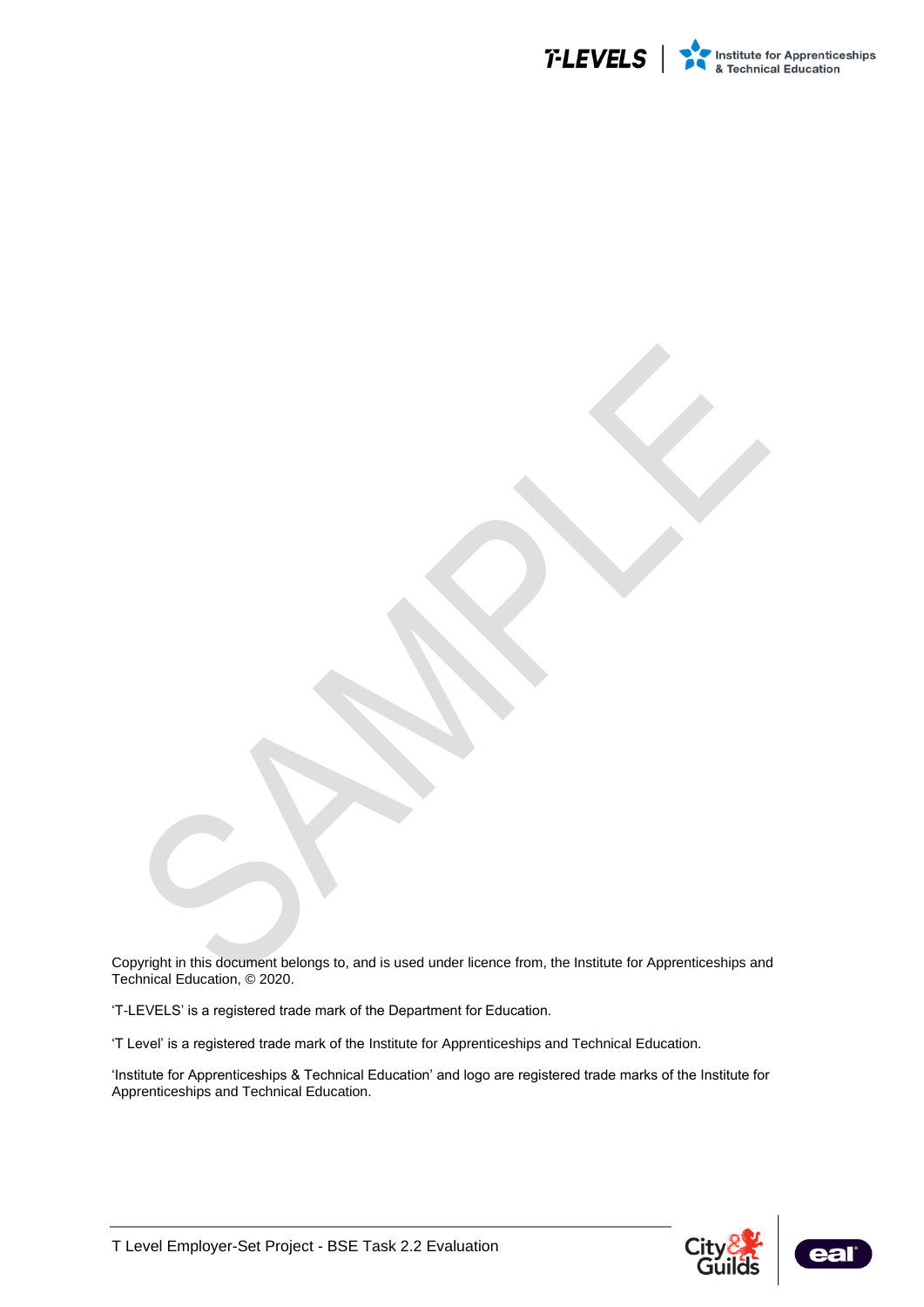Copyright in this document belongs to, and is used under licence from, the Institute for Apprenticeships and Technical Education, © 2020.

'T-LEVELS' is a registered trade mark of the Department for Education.

'T Level' is a registered trade mark of the Institute for Apprenticeships and Technical Education.

'Institute for Apprenticeships & Technical Education' and logo are registered trade marks of the Institute for Apprenticeships and Technical Education.